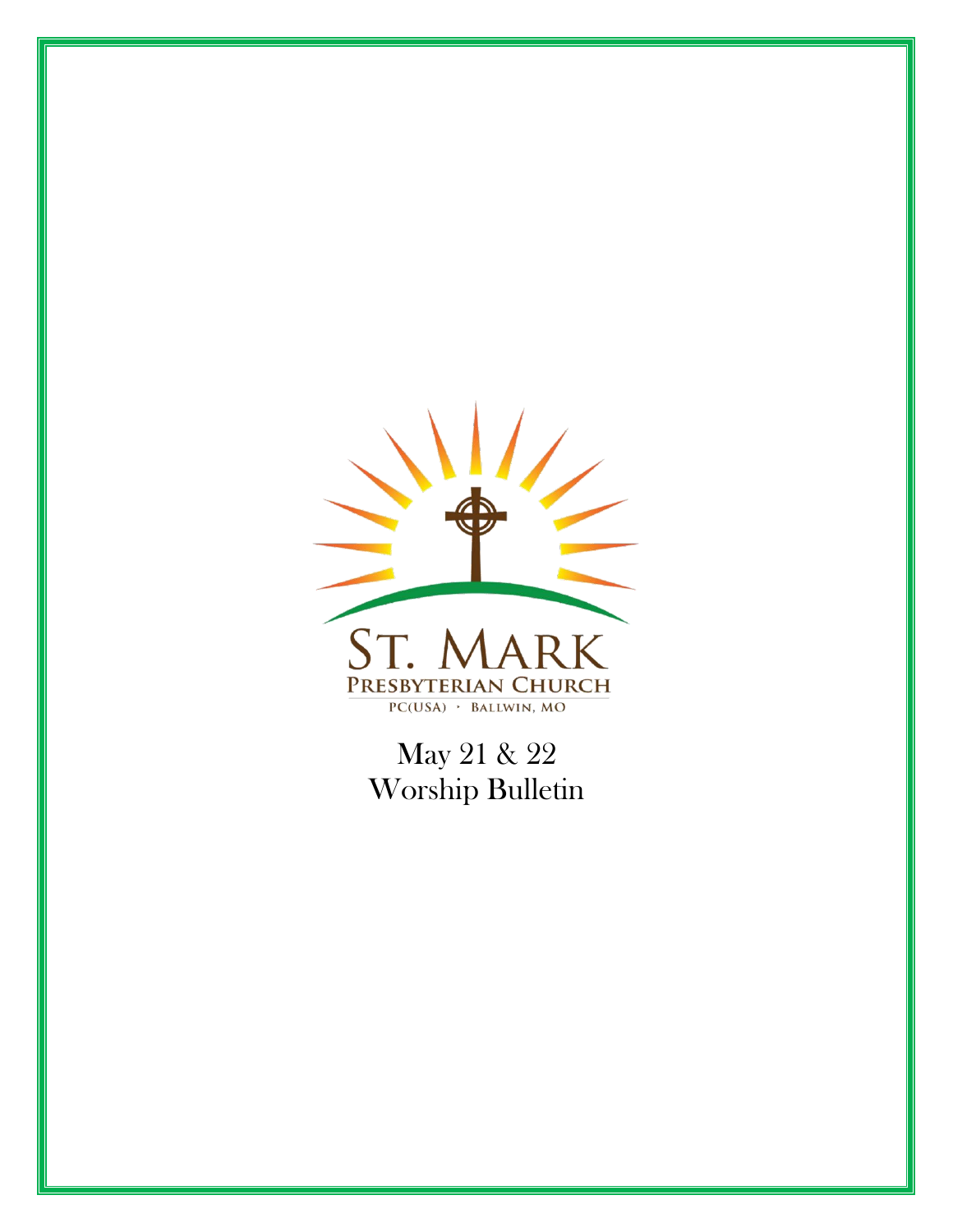ST. MARK

PRESBYTERIAN CHURCH

PC(USA) · BALLWIN, MO

May 21 & 22

Worship Bulletin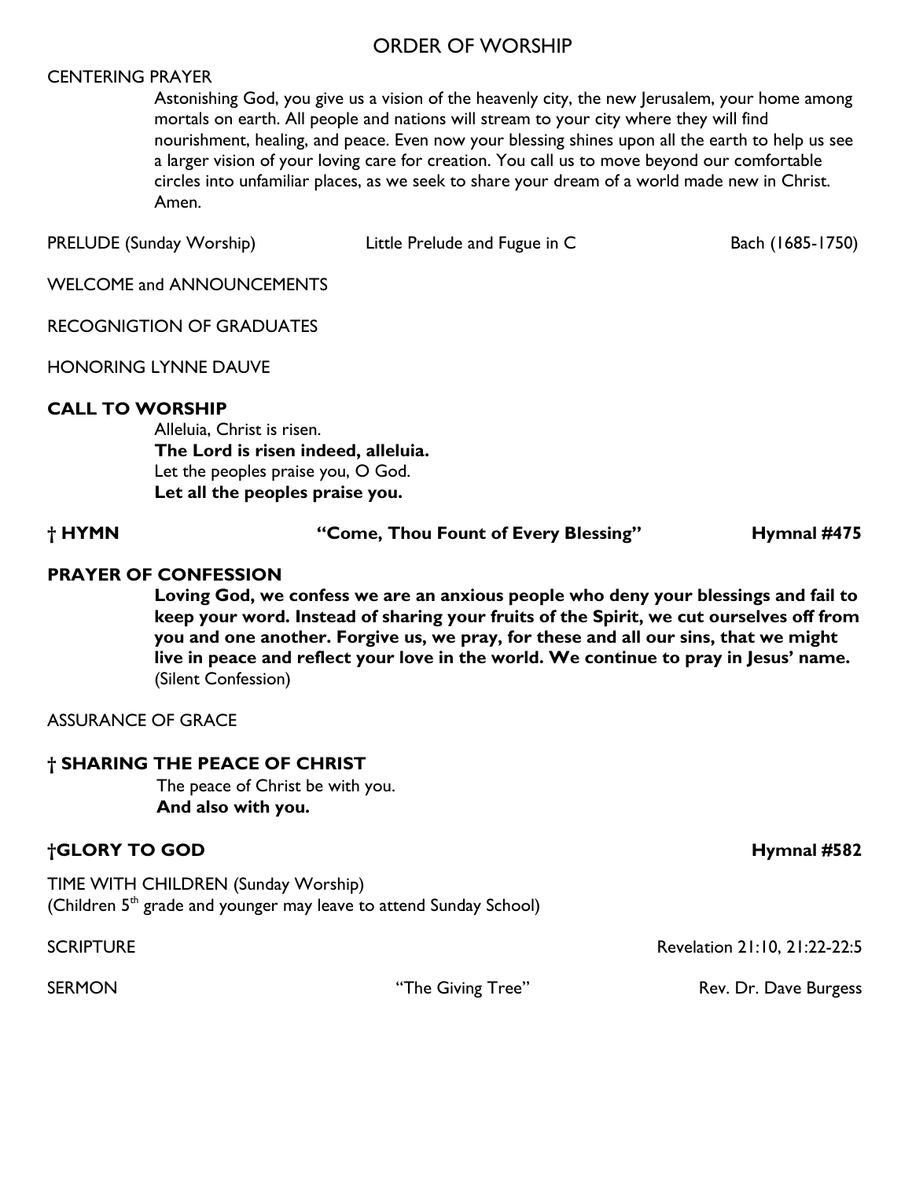# ORDER OF WORSHIP

CENTERING PRAYER

Astonishing God, you give us a vision of the heavenly city, the new Jerusalem, your home among mortals on earth. All people and nations will stream to your city where they will find nourishment, healing, and peace. Even now your blessing shines upon all the earth to help us see a larger vision of your loving care for creation. You call us to move beyond our comfortable circles into unfamiliar places, as we seek to share your dream of a world made new in Christ. Amen.

PRELUDE (Sunday Worship) | Little Prelude and Fugue in C | Bach (1685-1750)

WELCOME and ANNOUNCEMENTS

RECOGNIGTION OF GRADUATES

HONORING LYNNE DAUVE

**CALL TO WORSHIP**

Alleluia, Christ is risen.
**The Lord is risen indeed, alleluia.**
Let the peoples praise you, O God.
**Let all the peoples praise you.**

**† HYMN | "Come, Thou Fount of Every Blessing" | Hymnal #475**

**PRAYER OF CONFESSION**

**Loving God, we confess we are an anxious people who deny your blessings and fail to keep your word. Instead of sharing your fruits of the Spirit, we cut ourselves off from you and one another. Forgive us, we pray, for these and all our sins, that we might live in peace and reflect your love in the world. We continue to pray in Jesus' name.**
(Silent Confession)

ASSURANCE OF GRACE

**† SHARING THE PEACE OF CHRIST**

The peace of Christ be with you.
**And also with you.**

**†GLORY TO GOD | Hymnal #582**

TIME WITH CHILDREN (Sunday Worship)
(Children 5th grade and younger may leave to attend Sunday School)

SCRIPTURE | Revelation 21:10, 21:22-22:5

SERMON | "The Giving Tree" | Rev. Dr. Dave Burgess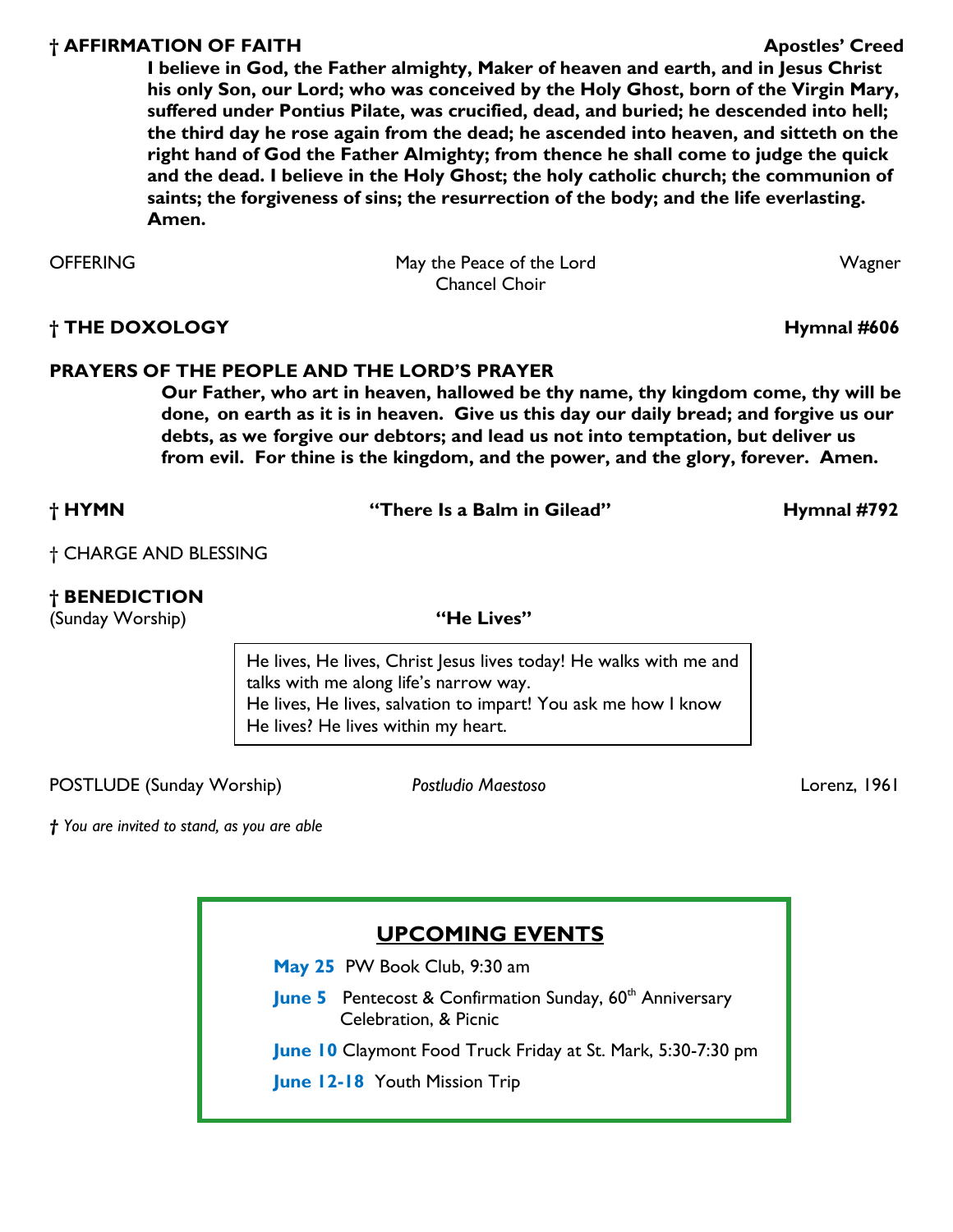**† AFFIRMATION OF FAITH** **Apostles' Creed**

**I believe in God, the Father almighty, Maker of heaven and earth, and in Jesus Christ his only Son, our Lord; who was conceived by the Holy Ghost, born of the Virgin Mary, suffered under Pontius Pilate, was crucified, dead, and buried; he descended into hell; the third day he rose again from the dead; he ascended into heaven, and sitteth on the right hand of God the Father Almighty; from thence he shall come to judge the quick and the dead. I believe in the Holy Ghost; the holy catholic church; the communion of saints; the forgiveness of sins; the resurrection of the body; and the life everlasting. Amen.**

OFFERING May the Peace of the Lord Wagner
Chancel Choir

**† THE DOXOLOGY** **Hymnal #606**

**PRAYERS OF THE PEOPLE AND THE LORD'S PRAYER**

**Our Father, who art in heaven, hallowed be thy name, thy kingdom come, thy will be done, on earth as it is in heaven. Give us this day our daily bread; and forgive us our debts, as we forgive our debtors; and lead us not into temptation, but deliver us from evil. For thine is the kingdom, and the power, and the glory, forever. Amen.**

**† HYMN** **"There Is a Balm in Gilead"** **Hymnal #792**

† CHARGE AND BLESSING

**† BENEDICTION**
(Sunday Worship) **"He Lives"**

He lives, He lives, Christ Jesus lives today! He walks with me and talks with me along life's narrow way.
He lives, He lives, salvation to impart! You ask me how I know He lives? He lives within my heart.

POSTLUDE (Sunday Worship) *Postludio Maestoso* Lorenz, 1961

*† You are invited to stand, as you are able*

## UPCOMING EVENTS

**May 25** PW Book Club, 9:30 am

**June 5** Pentecost & Confirmation Sunday, 60th Anniversary Celebration, & Picnic

**June 10** Claymont Food Truck Friday at St. Mark, 5:30-7:30 pm

**June 12-18** Youth Mission Trip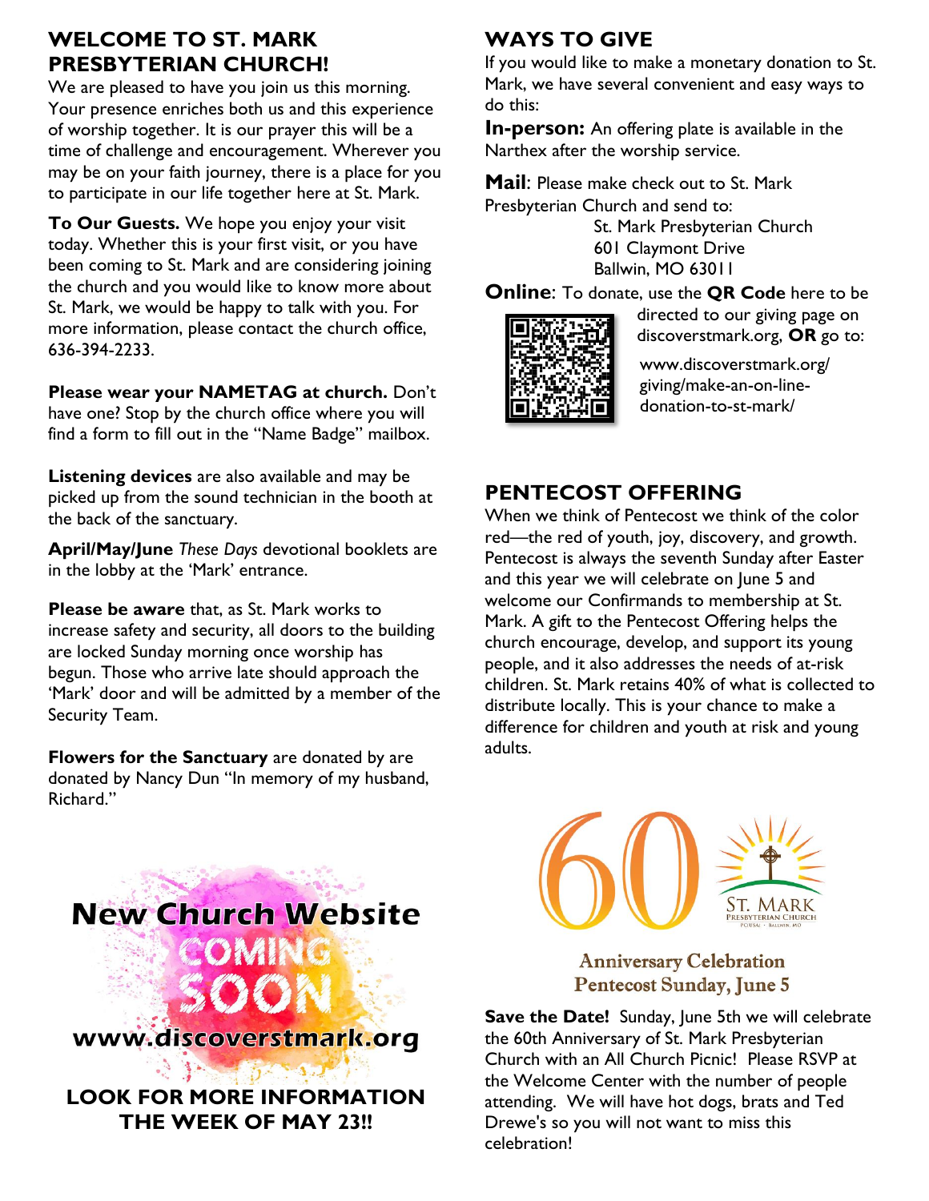## WELCOME TO ST. MARK PRESBYTERIAN CHURCH!

We are pleased to have you join us this morning. Your presence enriches both us and this experience of worship together. It is our prayer this will be a time of challenge and encouragement. Wherever you may be on your faith journey, there is a place for you to participate in our life together here at St. Mark.

**To Our Guests.** We hope you enjoy your visit today. Whether this is your first visit, or you have been coming to St. Mark and are considering joining the church and you would like to know more about St. Mark, we would be happy to talk with you. For more information, please contact the church office, 636-394-2233.

**Please wear your NAMETAG at church.** Don't have one? Stop by the church office where you will find a form to fill out in the "Name Badge" mailbox.

**Listening devices** are also available and may be picked up from the sound technician in the booth at the back of the sanctuary.

**April/May/June** *These Days* devotional booklets are in the lobby at the 'Mark' entrance.

**Please be aware** that, as St. Mark works to increase safety and security, all doors to the building are locked Sunday morning once worship has begun. Those who arrive late should approach the 'Mark' door and will be admitted by a member of the Security Team.

**Flowers for the Sanctuary** are donated by are donated by Nancy Dun "In memory of my husband, Richard."

**New Church Website**

**COMING SOON**

**www.discoverstmark.org**

**LOOK FOR MORE INFORMATION THE WEEK OF MAY 23!!**

## WAYS TO GIVE

If you would like to make a monetary donation to St. Mark, we have several convenient and easy ways to do this:

**In-person:** An offering plate is available in the Narthex after the worship service.

**Mail**: Please make check out to St. Mark Presbyterian Church and send to:

St. Mark Presbyterian Church
601 Claymont Drive
Ballwin, MO 63011

**Online**: To donate, use the **QR Code** here to be directed to our giving page on discoverstmark.org, **OR** go to:

www.discoverstmark.org/giving/make-an-on-line-donation-to-st-mark/

## PENTECOST OFFERING

When we think of Pentecost we think of the color red—the red of youth, joy, discovery, and growth. Pentecost is always the seventh Sunday after Easter and this year we will celebrate on June 5 and welcome our Confirmands to membership at St. Mark. A gift to the Pentecost Offering helps the church encourage, develop, and support its young people, and it also addresses the needs of at-risk children. St. Mark retains 40% of what is collected to distribute locally. This is your chance to make a difference for children and youth at risk and young adults.

60 — ST. MARK PRESBYTERIAN CHURCH

**Anniversary Celebration**
**Pentecost Sunday, June 5**

**Save the Date!** Sunday, June 5th we will celebrate the 60th Anniversary of St. Mark Presbyterian Church with an All Church Picnic! Please RSVP at the Welcome Center with the number of people attending. We will have hot dogs, brats and Ted Drewe's so you will not want to miss this celebration!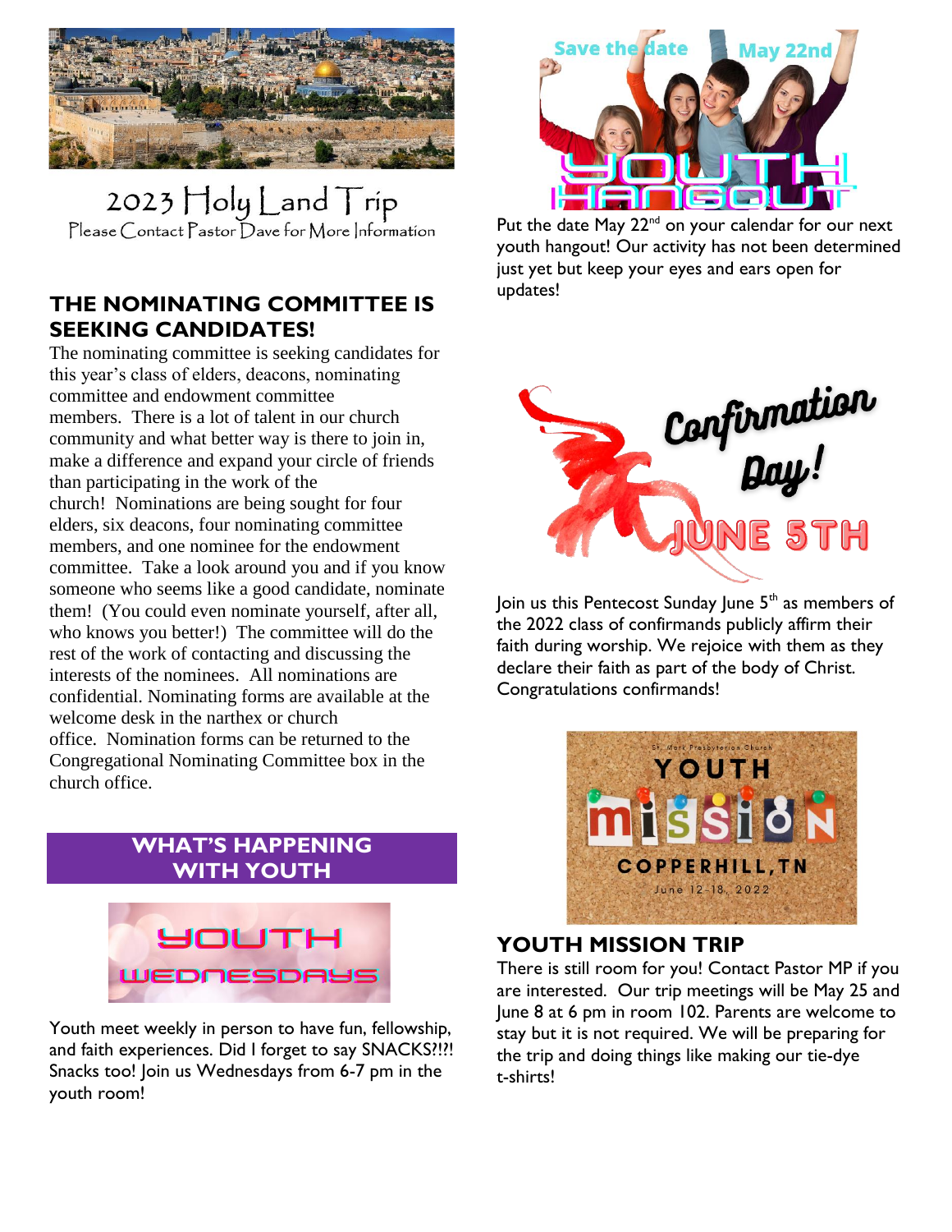2023 Holy Land Trip

Please Contact Pastor Dave for More Information

## THE NOMINATING COMMITTEE IS SEEKING CANDIDATES!

The nominating committee is seeking candidates for this year's class of elders, deacons, nominating committee and endowment committee members. There is a lot of talent in our church community and what better way is there to join in, make a difference and expand your circle of friends than participating in the work of the church! Nominations are being sought for four elders, six deacons, four nominating committee members, and one nominee for the endowment committee. Take a look around you and if you know someone who seems like a good candidate, nominate them! (You could even nominate yourself, after all, who knows you better!) The committee will do the rest of the work of contacting and discussing the interests of the nominees. All nominations are confidential. Nominating forms are available at the welcome desk in the narthex or church office. Nomination forms can be returned to the Congregational Nominating Committee box in the church office.

## WHAT'S HAPPENING WITH YOUTH

YOUTH WEDNESDAYS

Youth meet weekly in person to have fun, fellowship, and faith experiences. Did I forget to say SNACKS?!?! Snacks too! Join us Wednesdays from 6-7 pm in the youth room!

Save the date May 22nd

YOUTH HANGOUT

Put the date May 22nd on your calendar for our next youth hangout! Our activity has not been determined just yet but keep your eyes and ears open for updates!

Confirmation Day! JUNE 5TH

Join us this Pentecost Sunday June 5th as members of the 2022 class of confirmands publicly affirm their faith during worship. We rejoice with them as they declare their faith as part of the body of Christ. Congratulations confirmands!

St. Mark Presbyterian Church

YOUTH MISSION

COPPERHILL, TN

June 12-18, 2022

## YOUTH MISSION TRIP

There is still room for you! Contact Pastor MP if you are interested. Our trip meetings will be May 25 and June 8 at 6 pm in room 102. Parents are welcome to stay but it is not required. We will be preparing for the trip and doing things like making our tie-dye t-shirts!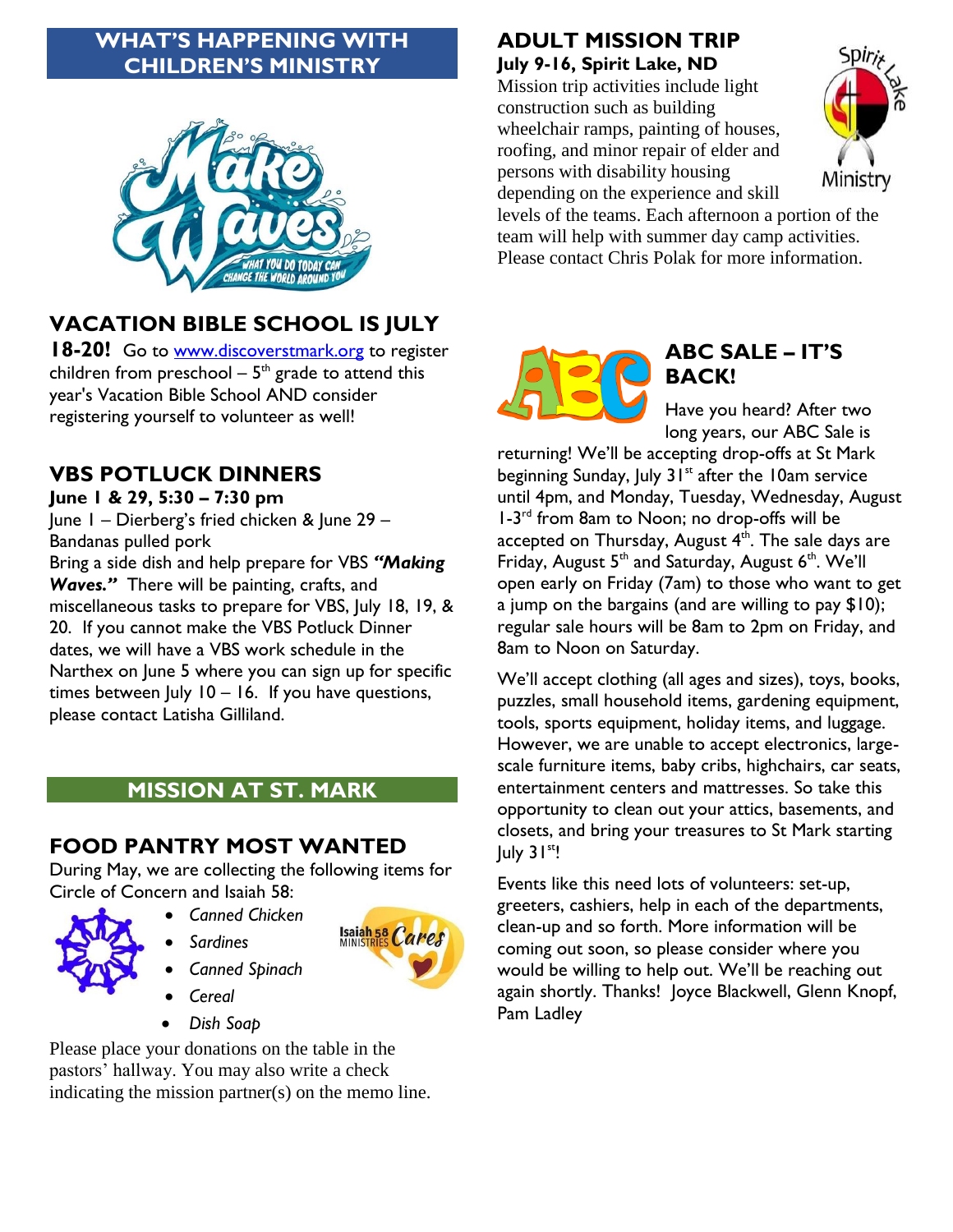## WHAT'S HAPPENING WITH CHILDREN'S MINISTRY

## VACATION BIBLE SCHOOL IS JULY 18-20!

Go to www.discoverstmark.org to register children from preschool – 5th grade to attend this year's Vacation Bible School AND consider registering yourself to volunteer as well!

## VBS POTLUCK DINNERS

**June 1 & 29, 5:30 – 7:30 pm**

June 1 – Dierberg's fried chicken & June 29 – Bandanas pulled pork

Bring a side dish and help prepare for VBS ***"Making Waves."*** There will be painting, crafts, and miscellaneous tasks to prepare for VBS, July 18, 19, & 20. If you cannot make the VBS Potluck Dinner dates, we will have a VBS work schedule in the Narthex on June 5 where you can sign up for specific times between July 10 – 16. If you have questions, please contact Latisha Gilliland.

## MISSION AT ST. MARK

## FOOD PANTRY MOST WANTED

During May, we are collecting the following items for Circle of Concern and Isaiah 58:

- *Canned Chicken*
- *Sardines*
- *Canned Spinach*
- *Cereal*
- *Dish Soap*

Please place your donations on the table in the pastors' hallway. You may also write a check indicating the mission partner(s) on the memo line.

## ADULT MISSION TRIP

**July 9-16, Spirit Lake, ND**

Mission trip activities include light construction such as building wheelchair ramps, painting of houses, roofing, and minor repair of elder and persons with disability housing depending on the experience and skill levels of the teams. Each afternoon a portion of the team will help with summer day camp activities. Please contact Chris Polak for more information.

## ABC SALE – IT'S BACK!

Have you heard? After two long years, our ABC Sale is returning! We'll be accepting drop-offs at St Mark beginning Sunday, July 31st after the 10am service until 4pm, and Monday, Tuesday, Wednesday, August 1-3rd from 8am to Noon; no drop-offs will be accepted on Thursday, August 4th. The sale days are Friday, August 5th and Saturday, August 6th. We'll open early on Friday (7am) to those who want to get a jump on the bargains (and are willing to pay $10); regular sale hours will be 8am to 2pm on Friday, and 8am to Noon on Saturday.

We'll accept clothing (all ages and sizes), toys, books, puzzles, small household items, gardening equipment, tools, sports equipment, holiday items, and luggage. However, we are unable to accept electronics, large-scale furniture items, baby cribs, highchairs, car seats, entertainment centers and mattresses. So take this opportunity to clean out your attics, basements, and closets, and bring your treasures to St Mark starting July 31st!

Events like this need lots of volunteers: set-up, greeters, cashiers, help in each of the departments, clean-up and so forth. More information will be coming out soon, so please consider where you would be willing to help out. We'll be reaching out again shortly. Thanks! Joyce Blackwell, Glenn Knopf, Pam Ladley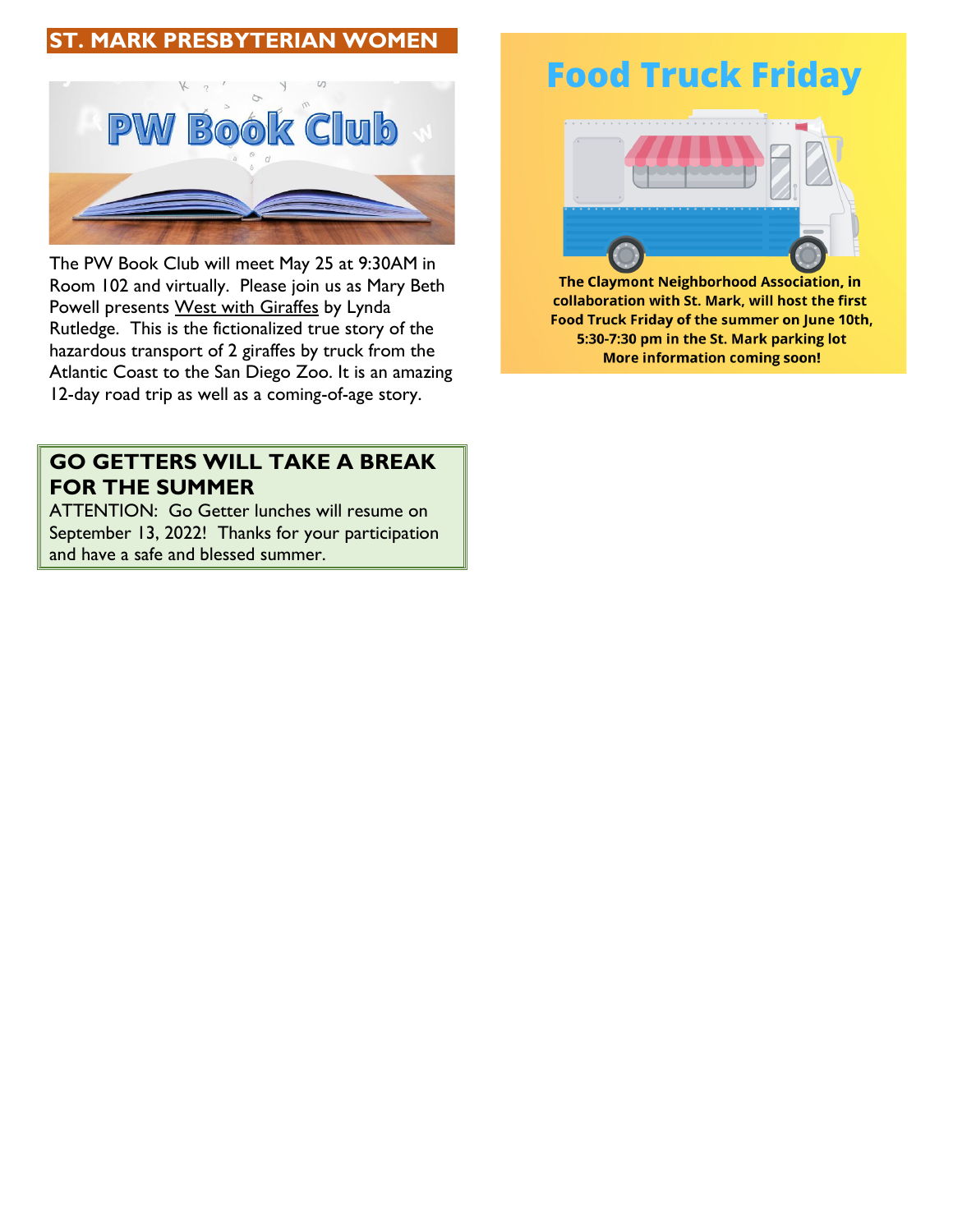## ST. MARK PRESBYTERIAN WOMEN

### PW Book Club

The PW Book Club will meet May 25 at 9:30AM in Room 102 and virtually. Please join us as Mary Beth Powell presents West with Giraffes by Lynda Rutledge. This is the fictionalized true story of the hazardous transport of 2 giraffes by truck from the Atlantic Coast to the San Diego Zoo. It is an amazing 12-day road trip as well as a coming-of-age story.

## GO GETTERS WILL TAKE A BREAK FOR THE SUMMER

ATTENTION: Go Getter lunches will resume on September 13, 2022! Thanks for your participation and have a safe and blessed summer.

## Food Truck Friday

**The Claymont Neighborhood Association, in collaboration with St. Mark, will host the first Food Truck Friday of the summer on June 10th, 5:30-7:30 pm in the St. Mark parking lot**
**More information coming soon!**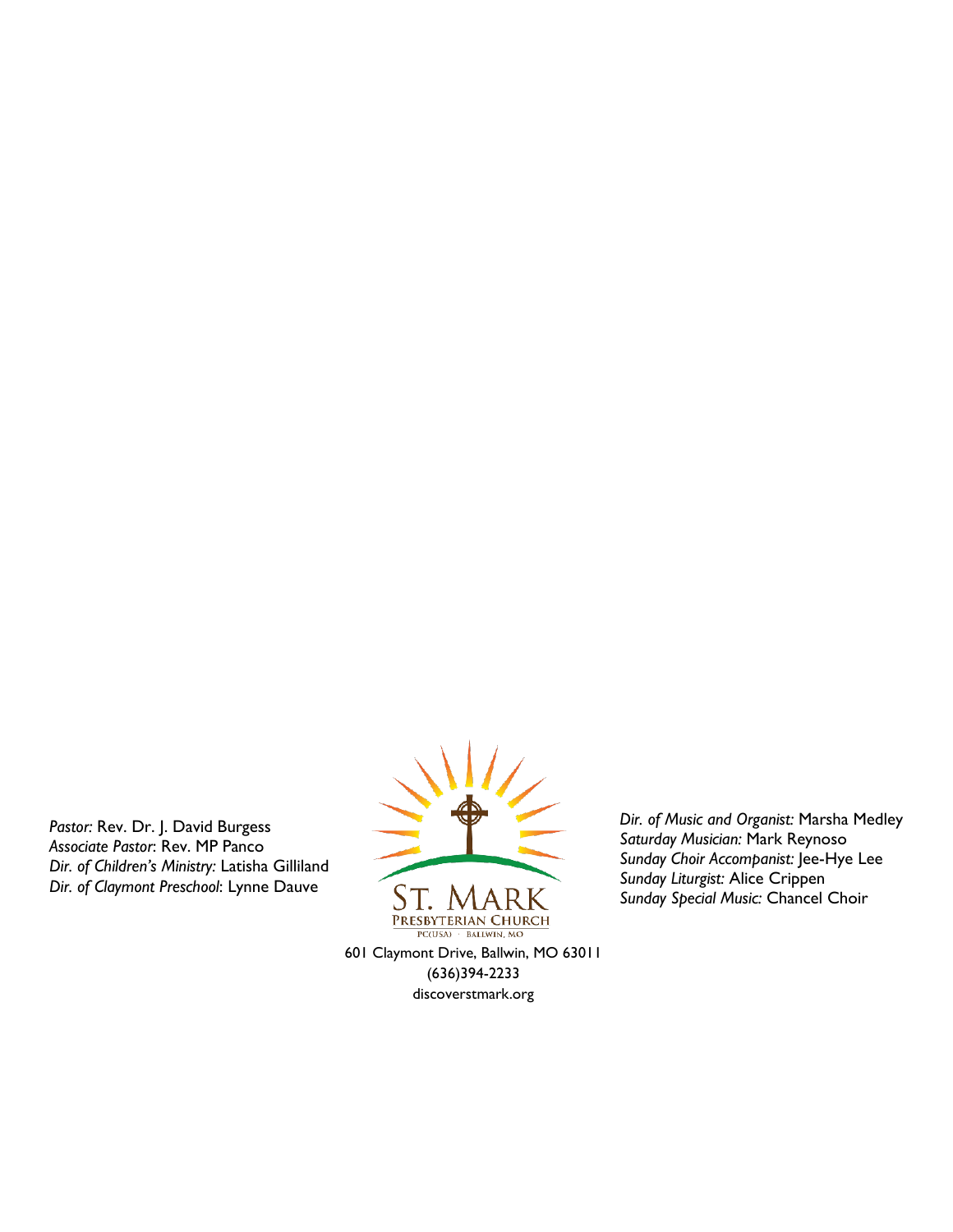*Pastor:* Rev. Dr. J. David Burgess
*Associate Pastor*: Rev. MP Panco
*Dir. of Children's Ministry:* Latisha Gilliland
*Dir. of Claymont Preschool*: Lynne Dauve

ST. MARK
PRESBYTERIAN CHURCH
PC(USA) · BALLWIN, MO

601 Claymont Drive, Ballwin, MO 63011
(636)394-2233
discoverstmark.org

*Dir. of Music and Organist:* Marsha Medley
*Saturday Musician:* Mark Reynoso
*Sunday Choir Accompanist:* Jee-Hye Lee
*Sunday Liturgist:* Alice Crippen
*Sunday Special Music:* Chancel Choir